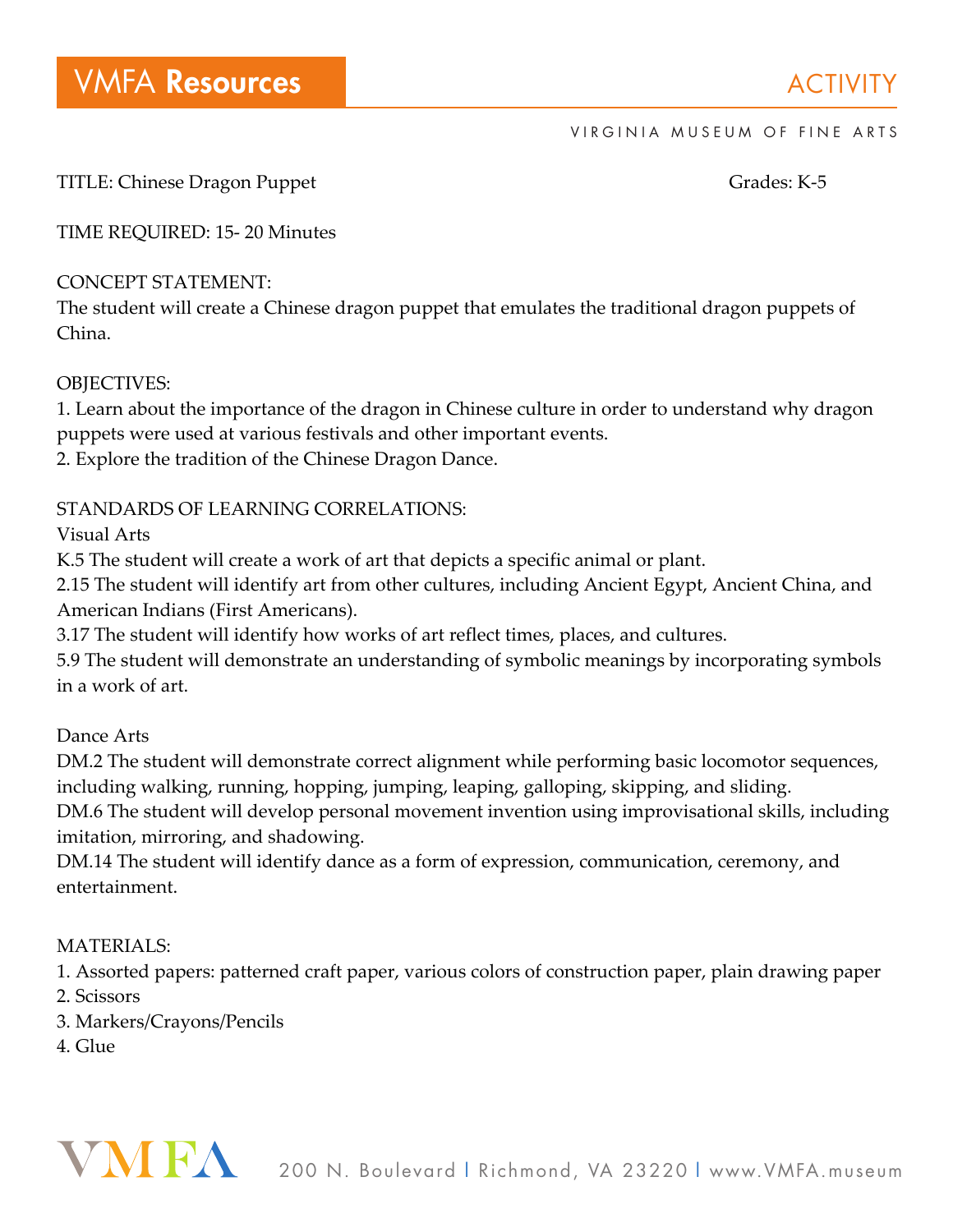# VMFA Resources

ACTIVITY

VIRGINIA MUSEUM OF FINE ARTS

TITLE: Chinese Dragon Puppet Grades: K-5

TIME REQUIRED: 15- 20 Minutes

CONCEPT STATEMENT:
The student will create a Chinese dragon puppet that emulates the traditional dragon puppets of China.

OBJECTIVES:
1. Learn about the importance of the dragon in Chinese culture in order to understand why dragon puppets were used at various festivals and other important events.
2. Explore the tradition of the Chinese Dragon Dance.

STANDARDS OF LEARNING CORRELATIONS:

Visual Arts

K.5 The student will create a work of art that depicts a specific animal or plant.
2.15 The student will identify art from other cultures, including Ancient Egypt, Ancient China, and American Indians (First Americans).
3.17 The student will identify how works of art reflect times, places, and cultures.
5.9 The student will demonstrate an understanding of symbolic meanings by incorporating symbols in a work of art.

Dance Arts

DM.2 The student will demonstrate correct alignment while performing basic locomotor sequences, including walking, running, hopping, jumping, leaping, galloping, skipping, and sliding.
DM.6 The student will develop personal movement invention using improvisational skills, including imitation, mirroring, and shadowing.
DM.14 The student will identify dance as a form of expression, communication, ceremony, and entertainment.

MATERIALS:
1. Assorted papers: patterned craft paper, various colors of construction paper, plain drawing paper
2. Scissors
3. Markers/Crayons/Pencils
4. Glue

VMFA 200 N. Boulevard | Richmond, VA 23220 | www.VMFA.museum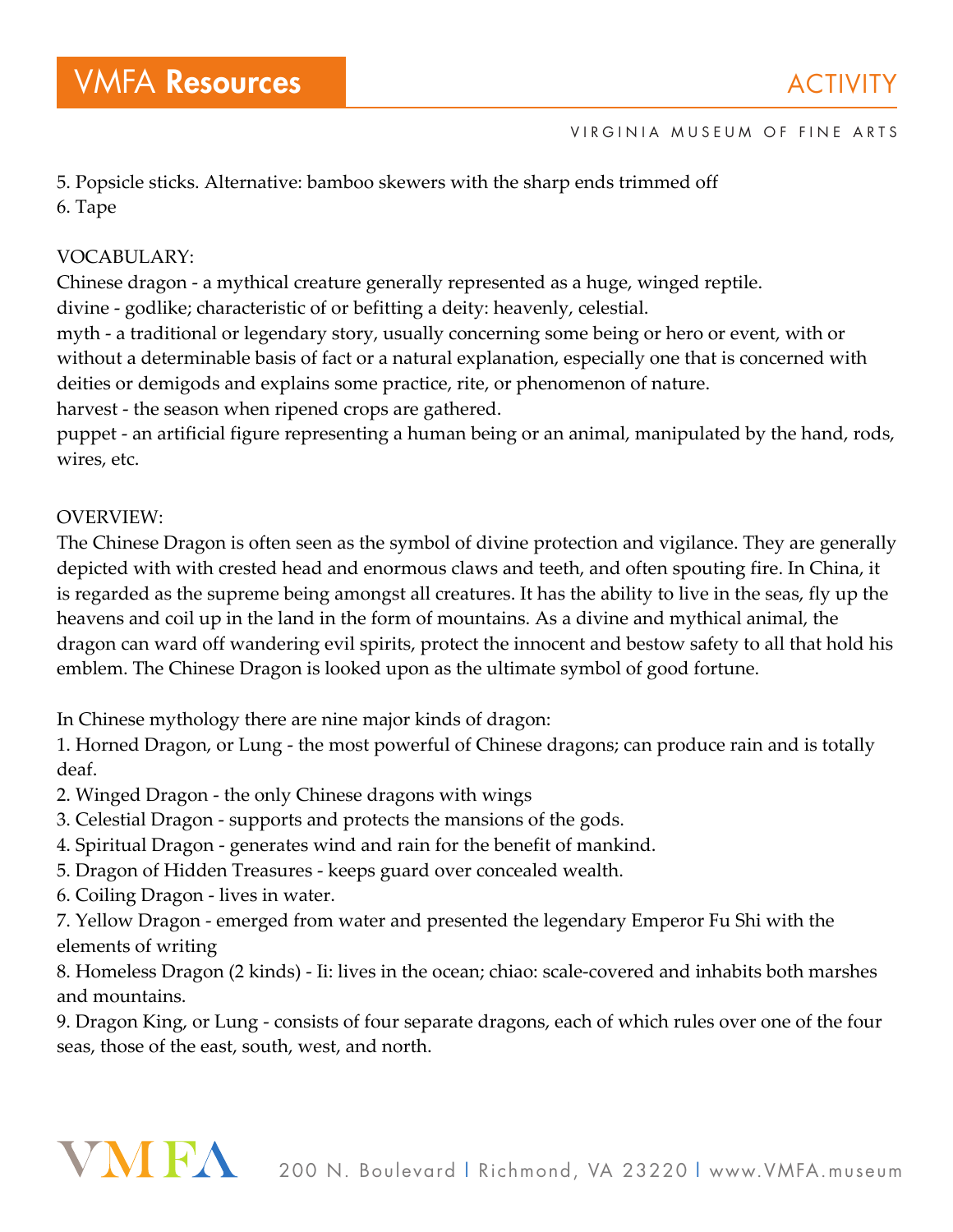5. Popsicle sticks. Alternative: bamboo skewers with the sharp ends trimmed off
6. Tape

VOCABULARY:
Chinese dragon - a mythical creature generally represented as a huge, winged reptile.
divine - godlike; characteristic of or befitting a deity: heavenly, celestial.
myth - a traditional or legendary story, usually concerning some being or hero or event, with or without a determinable basis of fact or a natural explanation, especially one that is concerned with deities or demigods and explains some practice, rite, or phenomenon of nature.
harvest - the season when ripened crops are gathered.
puppet - an artificial figure representing a human being or an animal, manipulated by the hand, rods, wires, etc.

OVERVIEW:
The Chinese Dragon is often seen as the symbol of divine protection and vigilance. They are generally depicted with with crested head and enormous claws and teeth, and often spouting fire. In China, it is regarded as the supreme being amongst all creatures. It has the ability to live in the seas, fly up the heavens and coil up in the land in the form of mountains. As a divine and mythical animal, the dragon can ward off wandering evil spirits, protect the innocent and bestow safety to all that hold his emblem. The Chinese Dragon is looked upon as the ultimate symbol of good fortune.

In Chinese mythology there are nine major kinds of dragon:
1. Horned Dragon, or Lung - the most powerful of Chinese dragons; can produce rain and is totally deaf.
2. Winged Dragon - the only Chinese dragons with wings
3. Celestial Dragon - supports and protects the mansions of the gods.
4. Spiritual Dragon - generates wind and rain for the benefit of mankind.
5. Dragon of Hidden Treasures - keeps guard over concealed wealth.
6. Coiling Dragon - lives in water.
7. Yellow Dragon - emerged from water and presented the legendary Emperor Fu Shi with the elements of writing
8. Homeless Dragon (2 kinds) - Ii: lives in the ocean; chiao: scale-covered and inhabits both marshes and mountains.
9. Dragon King, or Lung - consists of four separate dragons, each of which rules over one of the four seas, those of the east, south, west, and north.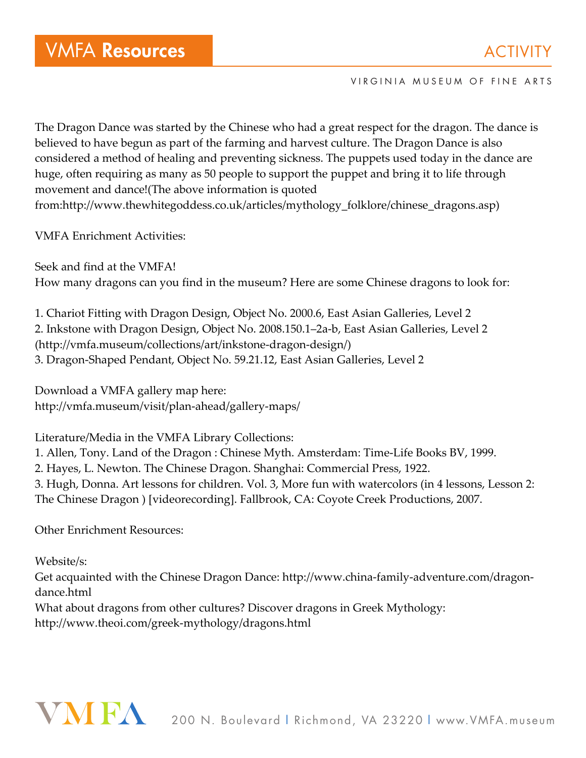The Dragon Dance was started by the Chinese who had a great respect for the dragon. The dance is believed to have begun as part of the farming and harvest culture. The Dragon Dance is also considered a method of healing and preventing sickness. The puppets used today in the dance are huge, often requiring as many as 50 people to support the puppet and bring it to life through movement and dance!(The above information is quoted from:http://www.thewhitegoddess.co.uk/articles/mythology_folklore/chinese_dragons.asp)

VMFA Enrichment Activities:

Seek and find at the VMFA!
How many dragons can you find in the museum? Here are some Chinese dragons to look for:

1. Chariot Fitting with Dragon Design, Object No. 2000.6, East Asian Galleries, Level 2
2. Inkstone with Dragon Design, Object No. 2008.150.1–2a-b, East Asian Galleries, Level 2 (http://vmfa.museum/collections/art/inkstone-dragon-design/)
3. Dragon-Shaped Pendant, Object No. 59.21.12, East Asian Galleries, Level 2

Download a VMFA gallery map here:
http://vmfa.museum/visit/plan-ahead/gallery-maps/

Literature/Media in the VMFA Library Collections:
1. Allen, Tony. Land of the Dragon : Chinese Myth. Amsterdam: Time-Life Books BV, 1999.
2. Hayes, L. Newton. The Chinese Dragon. Shanghai: Commercial Press, 1922.
3. Hugh, Donna. Art lessons for children. Vol. 3, More fun with watercolors (in 4 lessons, Lesson 2: The Chinese Dragon ) [videorecording]. Fallbrook, CA: Coyote Creek Productions, 2007.

Other Enrichment Resources:

Website/s:
Get acquainted with the Chinese Dragon Dance: http://www.china-family-adventure.com/dragon-dance.html
What about dragons from other cultures? Discover dragons in Greek Mythology: http://www.theoi.com/greek-mythology/dragons.html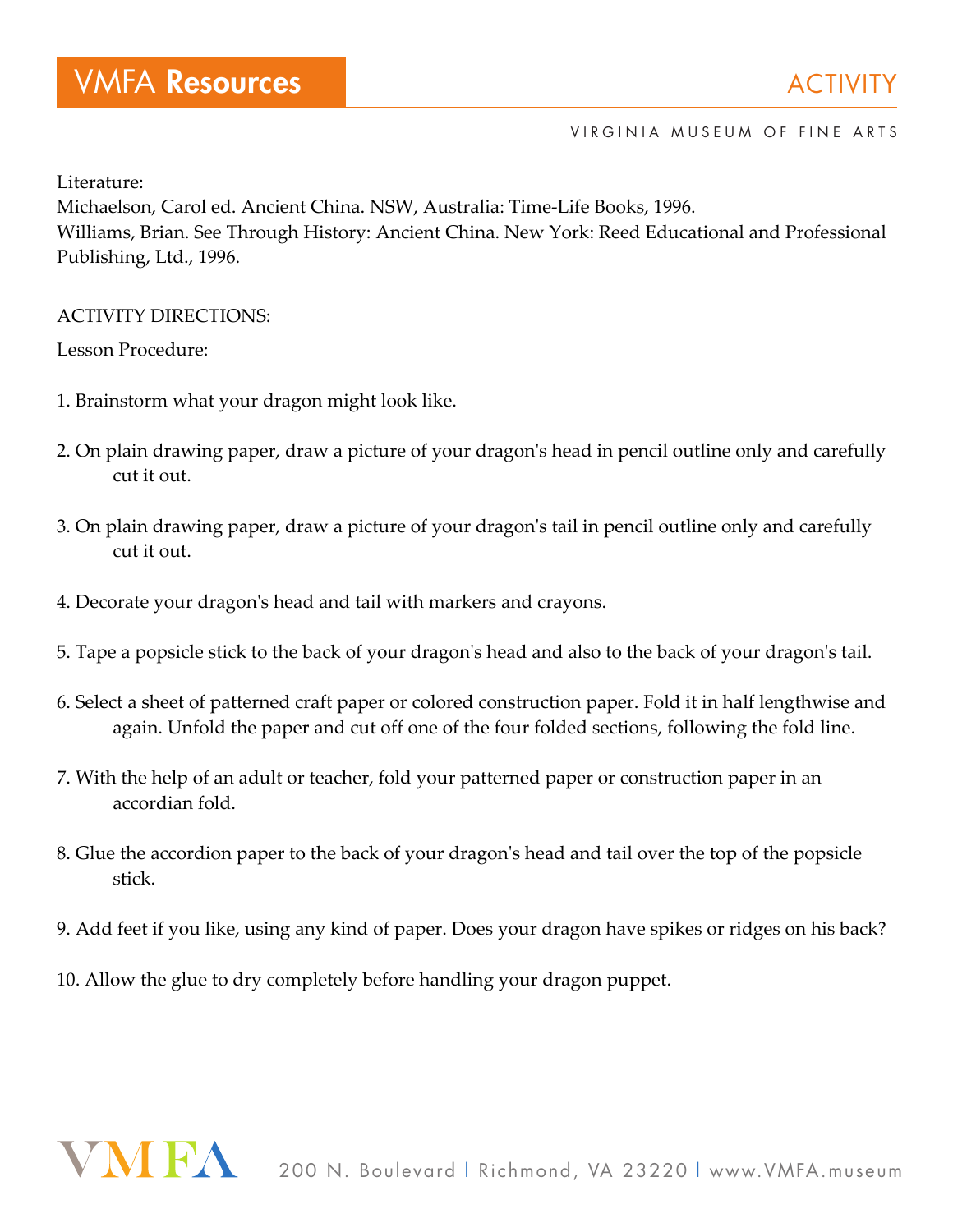Literature:

Michaelson, Carol ed. Ancient China. NSW, Australia: Time-Life Books, 1996.

Williams, Brian. See Through History: Ancient China. New York: Reed Educational and Professional Publishing, Ltd., 1996.

ACTIVITY DIRECTIONS:

Lesson Procedure:

1. Brainstorm what your dragon might look like.

2. On plain drawing paper, draw a picture of your dragon's head in pencil outline only and carefully cut it out.

3. On plain drawing paper, draw a picture of your dragon's tail in pencil outline only and carefully cut it out.

4. Decorate your dragon's head and tail with markers and crayons.

5. Tape a popsicle stick to the back of your dragon's head and also to the back of your dragon's tail.

6. Select a sheet of patterned craft paper or colored construction paper. Fold it in half lengthwise and again. Unfold the paper and cut off one of the four folded sections, following the fold line.

7. With the help of an adult or teacher, fold your patterned paper or construction paper in an accordian fold.

8. Glue the accordion paper to the back of your dragon's head and tail over the top of the popsicle stick.

9. Add feet if you like, using any kind of paper. Does your dragon have spikes or ridges on his back?

10. Allow the glue to dry completely before handling your dragon puppet.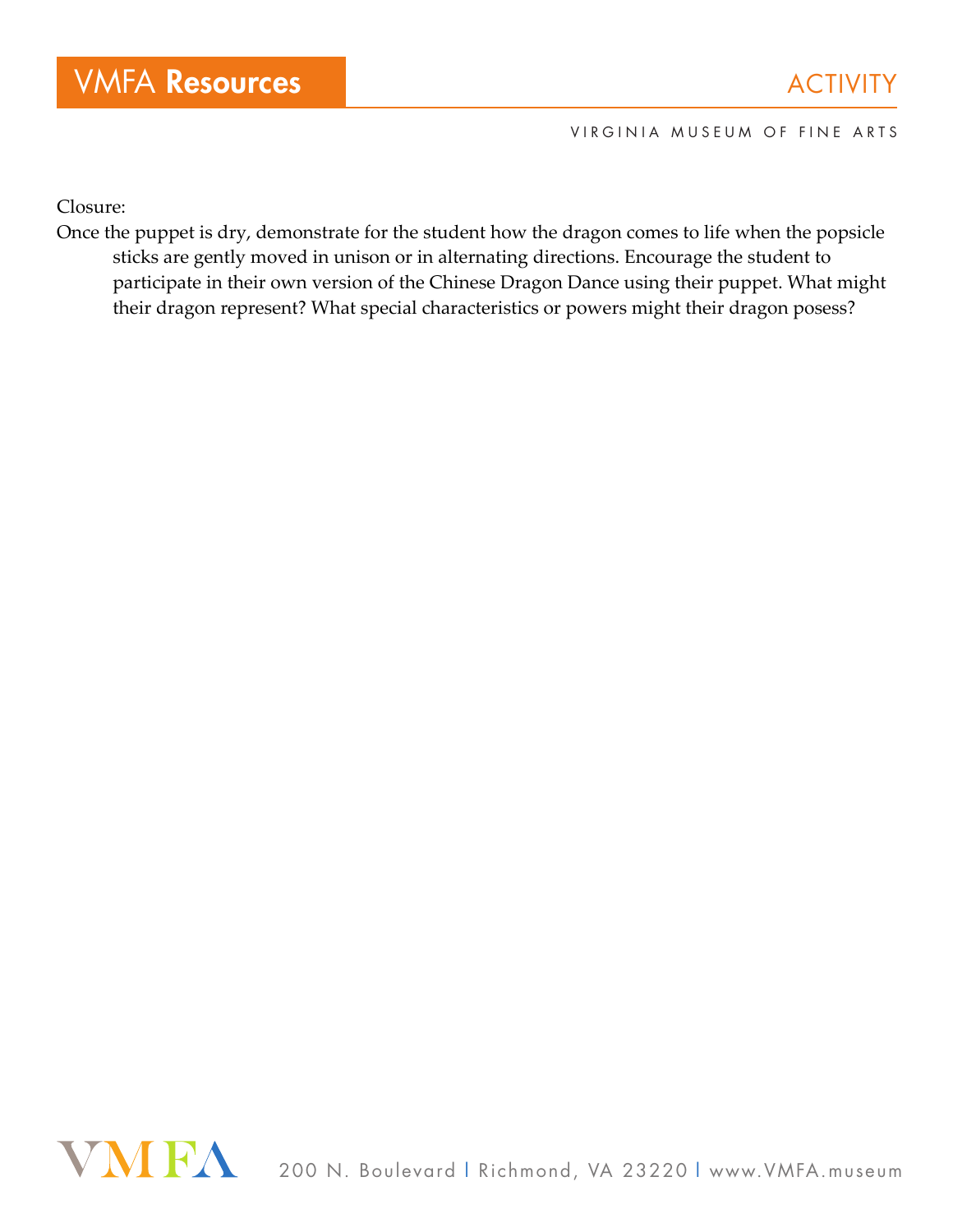Closure:

Once the puppet is dry, demonstrate for the student how the dragon comes to life when the popsicle sticks are gently moved in unison or in alternating directions. Encourage the student to participate in their own version of the Chinese Dragon Dance using their puppet. What might their dragon represent? What special characteristics or powers might their dragon posess?